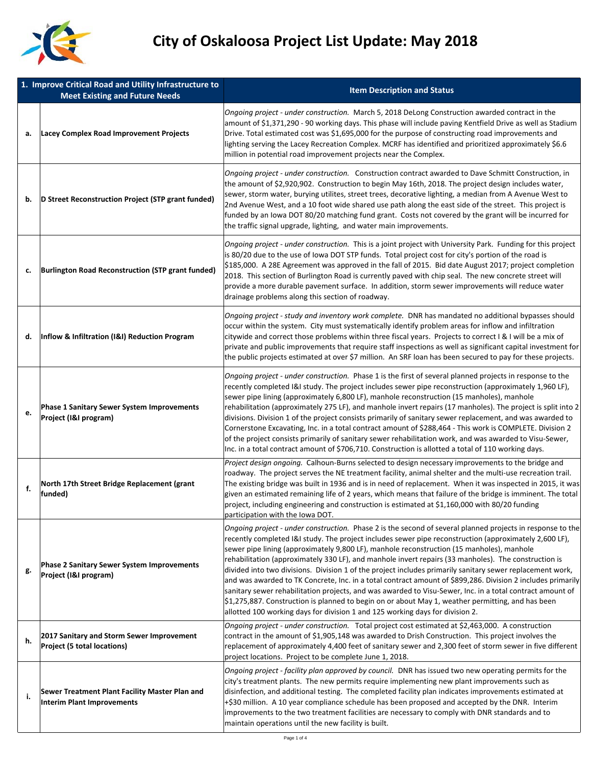# City of Oskaloosa Project List Update: May 2018

| | 1. Improve Critical Road and Utility Infrastructure to Meet Existing and Future Needs | Item Description and Status |
|---|---|---|
| a. | Lacey Complex Road Improvement Projects | *Ongoing project - under construction.* March 5, 2018 DeLong Construction awarded contract in the amount of $1,371,290 - 90 working days. This phase will include paving Kentfield Drive as well as Stadium Drive. Total estimated cost was $1,695,000 for the purpose of constructing road improvements and lighting serving the Lacey Recreation Complex. MCRF has identified and prioritized approximately $6.6 million in potential road improvement projects near the Complex. |
| b. | D Street Reconstruction Project (STP grant funded) | *Ongoing project - under construction.* Construction contract awarded to Dave Schmitt Construction, in the amount of $2,920,902. Construction to begin May 16th, 2018. The project design includes water, sewer, storm water, burying utilites, street trees, decorative lighting, a median from A Avenue West to 2nd Avenue West, and a 10 foot wide shared use path along the east side of the street. This project is funded by an Iowa DOT 80/20 matching fund grant. Costs not covered by the grant will be incurred for the traffic signal upgrade, lighting, and water main improvements. |
| c. | Burlington Road Reconstruction (STP grant funded) | *Ongoing project - under construction.* This is a joint project with University Park. Funding for this project is 80/20 due to the use of Iowa DOT STP funds. Total project cost for city's portion of the road is $185,000. A 28E Agreement was approved in the fall of 2015. Bid date August 2017; project completion 2018. This section of Burlington Road is currently paved with chip seal. The new concrete street will provide a more durable pavement surface. In addition, storm sewer improvements will reduce water drainage problems along this section of roadway. |
| d. | Inflow & Infiltration (I&I) Reduction Program | *Ongoing project - study and inventory work complete.* DNR has mandated no additional bypasses should occur within the system. City must systematically identify problem areas for inflow and infiltration citywide and correct those problems within three fiscal years. Projects to correct I & I will be a mix of private and public improvements that require staff inspections as well as significant capital investment for the public projects estimated at over $7 million. An SRF loan has been secured to pay for these projects. |
| e. | Phase 1 Sanitary Sewer System Improvements Project (I&I program) | *Ongoing project - under construction.* Phase 1 is the first of several planned projects in response to the recently completed I&I study. The project includes sewer pipe reconstruction (approximately 1,960 LF), sewer pipe lining (approximately 6,800 LF), manhole reconstruction (15 manholes), manhole rehabilitation (approximately 275 LF), and manhole invert repairs (17 manholes). The project is split into 2 divisions. Division 1 of the project consists primarily of sanitary sewer replacement, and was awarded to Cornerstone Excavating, Inc. in a total contract amount of $288,464 - This work is COMPLETE. Division 2 of the project consists primarily of sanitary sewer rehabilitation work, and was awarded to Visu-Sewer, Inc. in a total contract amount of $706,710. Construction is allotted a total of 110 working days. |
| f. | North 17th Street Bridge Replacement (grant funded) | *Project design ongoing.* Calhoun-Burns selected to design necessary improvements to the bridge and roadway. The project serves the NE treatment facility, animal shelter and the multi-use recreation trail. The existing bridge was built in 1936 and is in need of replacement. When it was inspected in 2015, it was given an estimated remaining life of 2 years, which means that failure of the bridge is imminent. The total project, including engineering and construction is estimated at $1,160,000 with 80/20 funding participation with the Iowa DOT. |
| g. | Phase 2 Sanitary Sewer System Improvements Project (I&I program) | *Ongoing project - under construction.* Phase 2 is the second of several planned projects in response to the recently completed I&I study. The project includes sewer pipe reconstruction (approximately 2,600 LF), sewer pipe lining (approximately 9,800 LF), manhole reconstruction (15 manholes), manhole rehabilitation (approximately 330 LF), and manhole invert repairs (33 manholes). The construction is divided into two divisions. Division 1 of the project includes primarily sanitary sewer replacement work, and was awarded to TK Concrete, Inc. in a total contract amount of $899,286. Division 2 includes primarily sanitary sewer rehabilitation projects, and was awarded to Visu-Sewer, Inc. in a total contract amount of $1,275,887. Construction is planned to begin on or about May 1, weather permitting, and has been allotted 100 working days for division 1 and 125 working days for division 2. |
| h. | 2017 Sanitary and Storm Sewer Improvement Project (5 total locations) | *Ongoing project - under construction.* Total project cost estimated at $2,463,000. A construction contract in the amount of $1,905,148 was awarded to Drish Construction. This project involves the replacement of approximately 4,400 feet of sanitary sewer and 2,300 feet of storm sewer in five different project locations. Project to be complete June 1, 2018. |
| i. | Sewer Treatment Plant Facility Master Plan and Interim Plant Improvements | *Ongoing project - facility plan approved by council.* DNR has issued two new operating permits for the city's treatment plants. The new permits require implementing new plant improvements such as disinfection, and additional testing. The completed facility plan indicates improvements estimated at +$30 million. A 10 year compliance schedule has been proposed and accepted by the DNR. Interim improvements to the two treatment facilities are necessary to comply with DNR standards and to maintain operations until the new facility is built. |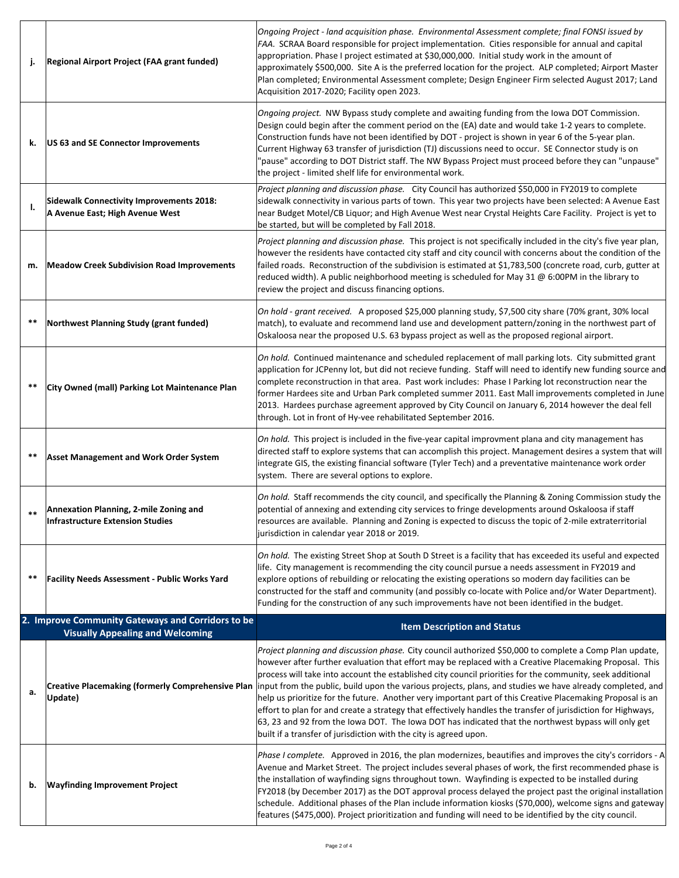| | | |
|---|---|---|
| j. | **Regional Airport Project (FAA grant funded)** | *Ongoing Project - land acquisition phase. Environmental Assessment complete; final FONSI issued by FAA.* SCRAA Board responsible for project implementation. Cities responsible for annual and capital appropriation. Phase I project estimated at $30,000,000. Initial study work in the amount of approximately $500,000. Site A is the preferred location for the project. ALP completed; Airport Master Plan completed; Environmental Assessment complete; Design Engineer Firm selected August 2017; Land Acquisition 2017-2020; Facility open 2023. |
| k. | **US 63 and SE Connector Improvements** | *Ongoing project.* NW Bypass study complete and awaiting funding from the Iowa DOT Commission. Design could begin after the comment period on the (EA) date and would take 1-2 years to complete. Construction funds have not been identified by DOT - project is shown in year 6 of the 5-year plan. Current Highway 63 transfer of jurisdiction (TJ) discussions need to occur. SE Connector study is on "pause" according to DOT District staff. The NW Bypass Project must proceed before they can "unpause" the project - limited shelf life for environmental work. |
| l. | **Sidewalk Connectivity Improvements 2018: A Avenue East; High Avenue West** | *Project planning and discussion phase.* City Council has authorized $50,000 in FY2019 to complete sidewalk connectivity in various parts of town. This year two projects have been selected: A Avenue East near Budget Motel/CB Liquor; and High Avenue West near Crystal Heights Care Facility. Project is yet to be started, but will be completed by Fall 2018. |
| m. | **Meadow Creek Subdivision Road Improvements** | *Project planning and discussion phase.* This project is not specifically included in the city's five year plan, however the residents have contacted city staff and city council with concerns about the condition of the failed roads. Reconstruction of the subdivision is estimated at $1,783,500 (concrete road, curb, gutter at reduced width). A public neighborhood meeting is scheduled for May 31 @ 6:00PM in the library to review the project and discuss financing options. |
| ** | **Northwest Planning Study (grant funded)** | *On hold - grant received.* A proposed $25,000 planning study, $7,500 city share (70% grant, 30% local match), to evaluate and recommend land use and development pattern/zoning in the northwest part of Oskaloosa near the proposed U.S. 63 bypass project as well as the proposed regional airport. |
| ** | **City Owned (mall) Parking Lot Maintenance Plan** | *On hold.* Continued maintenance and scheduled replacement of mall parking lots. City submitted grant application for JCPenny lot, but did not recieve funding. Staff will need to identify new funding source and complete reconstruction in that area. Past work includes: Phase I Parking lot reconstruction near the former Hardees site and Urban Park completed summer 2011. East Mall improvements completed in June 2013. Hardees purchase agreement approved by City Council on January 6, 2014 however the deal fell through. Lot in front of Hy-vee rehabilitated September 2016. |
| ** | **Asset Management and Work Order System** | *On hold.* This project is included in the five-year capital improvment plana and city management has directed staff to explore systems that can accomplish this project. Management desires a system that will integrate GIS, the existing financial software (Tyler Tech) and a preventative maintenance work order system. There are several options to explore. |
| ** | **Annexation Planning, 2-mile Zoning and Infrastructure Extension Studies** | *On hold.* Staff recommends the city council, and specifically the Planning & Zoning Commission study the potential of annexing and extending city services to fringe developments around Oskaloosa if staff resources are available. Planning and Zoning is expected to discuss the topic of 2-mile extraterritorial jurisdiction in calendar year 2018 or 2019. |
| ** | **Facility Needs Assessment - Public Works Yard** | *On hold.* The existing Street Shop at South D Street is a facility that has exceeded its useful and expected life. City management is recommending the city council pursue a needs assessment in FY2019 and explore options of rebuilding or relocating the existing operations so modern day facilities can be constructed for the staff and community (and possibly co-locate with Police and/or Water Department). Funding for the construction of any such improvements have not been identified in the budget. |
| **2. Improve Community Gateways and Corridors to be Visually Appealing and Welcoming** | | **Item Description and Status** |
| a. | **Creative Placemaking (formerly Comprehensive Plan Update)** | *Project planning and discussion phase.* City council authorized $50,000 to complete a Comp Plan update, however after further evaluation that effort may be replaced with a Creative Placemaking Proposal. This process will take into account the established city council priorities for the community, seek additional input from the public, build upon the various projects, plans, and studies we have already completed, and help us prioritize for the future. Another very important part of this Creative Placemaking Proposal is an effort to plan for and create a strategy that effectively handles the transfer of jurisdiction for Highways, 63, 23 and 92 from the Iowa DOT. The Iowa DOT has indicated that the northwest bypass will only get built if a transfer of jurisdiction with the city is agreed upon. |
| b. | **Wayfinding Improvement Project** | *Phase I complete.* Approved in 2016, the plan modernizes, beautifies and improves the city's corridors - A Avenue and Market Street. The project includes several phases of work, the first recommended phase is the installation of wayfinding signs throughout town. Wayfinding is expected to be installed during FY2018 (by December 2017) as the DOT approval process delayed the project past the original installation schedule. Additional phases of the Plan include information kiosks ($70,000), welcome signs and gateway features ($475,000). Project prioritization and funding will need to be identified by the city council. |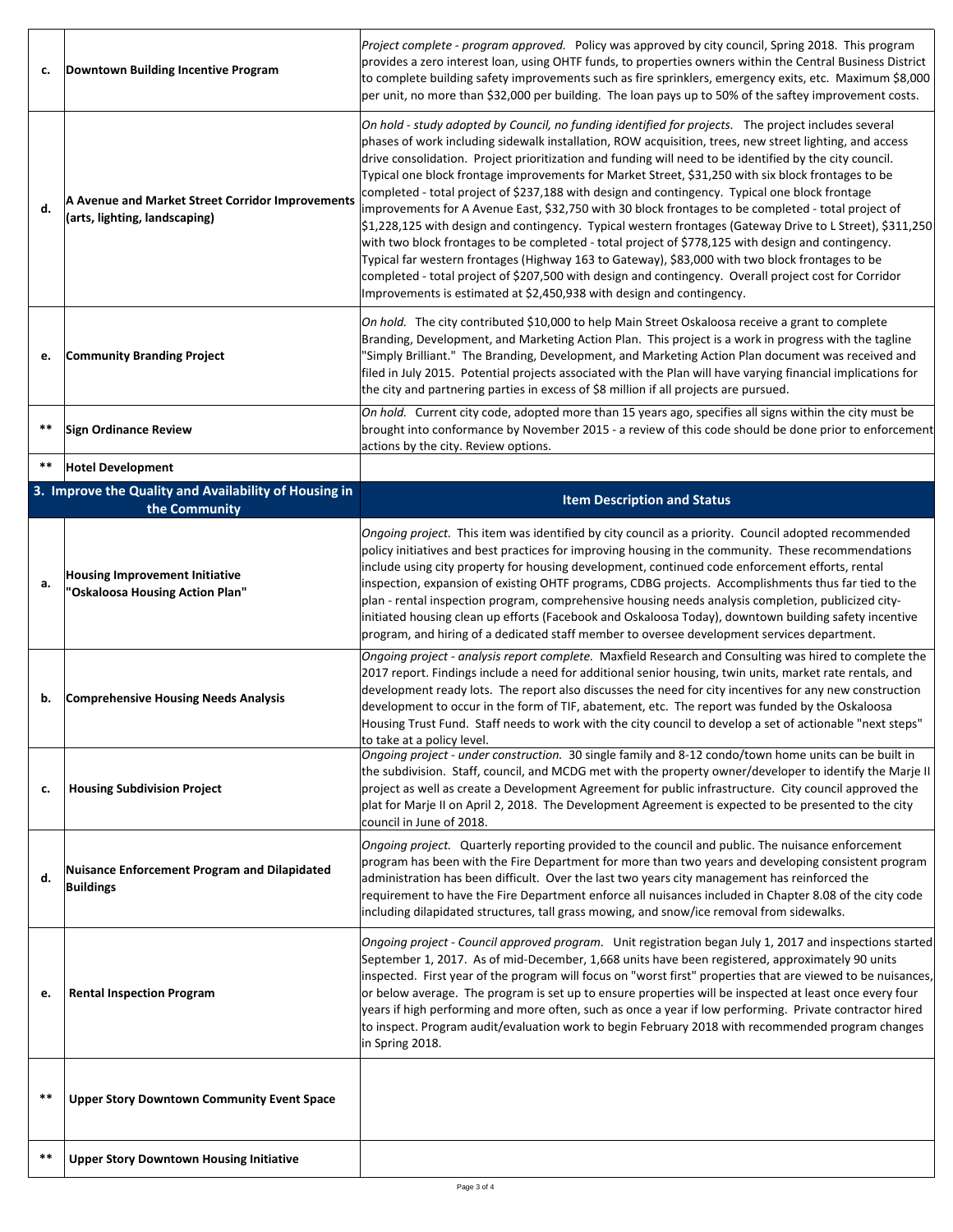| | | |
|---|---|---|
| c. | Downtown Building Incentive Program | *Project complete - program approved.* Policy was approved by city council, Spring 2018. This program provides a zero interest loan, using OHTF funds, to properties owners within the Central Business District to complete building safety improvements such as fire sprinklers, emergency exits, etc. Maximum $8,000 per unit, no more than $32,000 per building. The loan pays up to 50% of the saftey improvement costs. |
| d. | A Avenue and Market Street Corridor Improvements (arts, lighting, landscaping) | *On hold - study adopted by Council, no funding identified for projects.* The project includes several phases of work including sidewalk installation, ROW acquisition, trees, new street lighting, and access drive consolidation. Project prioritization and funding will need to be identified by the city council. Typical one block frontage improvements for Market Street, $31,250 with six block frontages to be completed - total project of $237,188 with design and contingency. Typical one block frontage improvements for A Avenue East, $32,750 with 30 block frontages to be completed - total project of $1,228,125 with design and contingency. Typical western frontages (Gateway Drive to L Street), $311,250 with two block frontages to be completed - total project of $778,125 with design and contingency. Typical far western frontages (Highway 163 to Gateway), $83,000 with two block frontages to be completed - total project of $207,500 with design and contingency. Overall project cost for Corridor Improvements is estimated at $2,450,938 with design and contingency. |
| e. | Community Branding Project | *On hold.* The city contributed $10,000 to help Main Street Oskaloosa receive a grant to complete Branding, Development, and Marketing Action Plan. This project is a work in progress with the tagline "Simply Brilliant." The Branding, Development, and Marketing Action Plan document was received and filed in July 2015. Potential projects associated with the Plan will have varying financial implications for the city and partnering parties in excess of $8 million if all projects are pursued. |
| ** | Sign Ordinance Review | *On hold.* Current city code, adopted more than 15 years ago, specifies all signs within the city must be brought into conformance by November 2015 - a review of this code should be done prior to enforcement actions by the city. Review options. |
| ** | Hotel Development | |
| **3.** | **Improve the Quality and Availability of Housing in the Community** | **Item Description and Status** |
| a. | Housing Improvement Initiative "Oskaloosa Housing Action Plan" | *Ongoing project.* This item was identified by city council as a priority. Council adopted recommended policy initiatives and best practices for improving housing in the community. These recommendations include using city property for housing development, continued code enforcement efforts, rental inspection, expansion of existing OHTF programs, CDBG projects. Accomplishments thus far tied to the plan - rental inspection program, comprehensive housing needs analysis completion, publicized city-initiated housing clean up efforts (Facebook and Oskaloosa Today), downtown building safety incentive program, and hiring of a dedicated staff member to oversee development services department. |
| b. | Comprehensive Housing Needs Analysis | *Ongoing project - analysis report complete.* Maxfield Research and Consulting was hired to complete the 2017 report. Findings include a need for additional senior housing, twin units, market rate rentals, and development ready lots. The report also discusses the need for city incentives for any new construction development to occur in the form of TIF, abatement, etc. The report was funded by the Oskaloosa Housing Trust Fund. Staff needs to work with the city council to develop a set of actionable "next steps" to take at a policy level. |
| c. | Housing Subdivision Project | *Ongoing project - under construction.* 30 single family and 8-12 condo/town home units can be built in the subdivision. Staff, council, and MCDG met with the property owner/developer to identify the Marje II project as well as create a Development Agreement for public infrastructure. City council approved the plat for Marje II on April 2, 2018. The Development Agreement is expected to be presented to the city council in June of 2018. |
| d. | Nuisance Enforcement Program and Dilapidated Buildings | *Ongoing project.* Quarterly reporting provided to the council and public. The nuisance enforcement program has been with the Fire Department for more than two years and developing consistent program administration has been difficult. Over the last two years city management has reinforced the requirement to have the Fire Department enforce all nuisances included in Chapter 8.08 of the city code including dilapidated structures, tall grass mowing, and snow/ice removal from sidewalks. |
| e. | Rental Inspection Program | *Ongoing project - Council approved program.* Unit registration began July 1, 2017 and inspections started September 1, 2017. As of mid-December, 1,668 units have been registered, approximately 90 units inspected. First year of the program will focus on "worst first" properties that are viewed to be nuisances, or below average. The program is set up to ensure properties will be inspected at least once every four years if high performing and more often, such as once a year if low performing. Private contractor hired to inspect. Program audit/evaluation work to begin February 2018 with recommended program changes in Spring 2018. |
| ** | Upper Story Downtown Community Event Space | |
| ** | Upper Story Downtown Housing Initiative | |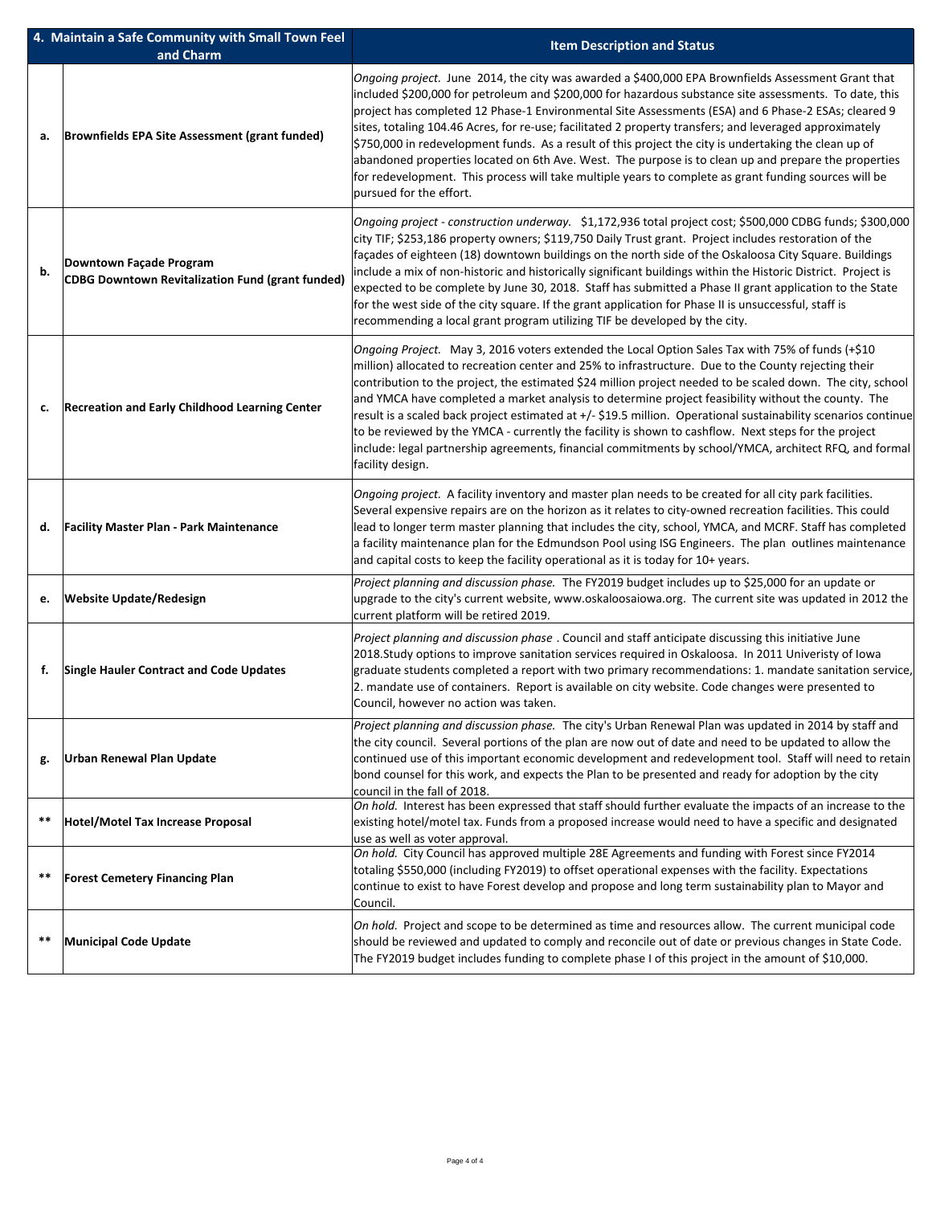| | 4. Maintain a Safe Community with Small Town Feel and Charm | Item Description and Status |
|---|---|---|
| a. | **Brownfields EPA Site Assessment (grant funded)** | *Ongoing project.* June 2014, the city was awarded a $400,000 EPA Brownfields Assessment Grant that included $200,000 for petroleum and $200,000 for hazardous substance site assessments. To date, this project has completed 12 Phase-1 Environmental Site Assessments (ESA) and 6 Phase-2 ESAs; cleared 9 sites, totaling 104.46 Acres, for re-use; facilitated 2 property transfers; and leveraged approximately $750,000 in redevelopment funds. As a result of this project the city is undertaking the clean up of abandoned properties located on 6th Ave. West. The purpose is to clean up and prepare the properties for redevelopment. This process will take multiple years to complete as grant funding sources will be pursued for the effort. |
| b. | **Downtown Façade Program CDBG Downtown Revitalization Fund (grant funded)** | *Ongoing project - construction underway.* $1,172,936 total project cost; $500,000 CDBG funds; $300,000 city TIF; $253,186 property owners; $119,750 Daily Trust grant. Project includes restoration of the façades of eighteen (18) downtown buildings on the north side of the Oskaloosa City Square. Buildings include a mix of non-historic and historically significant buildings within the Historic District. Project is expected to be complete by June 30, 2018. Staff has submitted a Phase II grant application to the State for the west side of the city square. If the grant application for Phase II is unsuccessful, staff is recommending a local grant program utilizing TIF be developed by the city. |
| c. | **Recreation and Early Childhood Learning Center** | *Ongoing Project.* May 3, 2016 voters extended the Local Option Sales Tax with 75% of funds (+$10 million) allocated to recreation center and 25% to infrastructure. Due to the County rejecting their contribution to the project, the estimated $24 million project needed to be scaled down. The city, school and YMCA have completed a market analysis to determine project feasibility without the county. The result is a scaled back project estimated at +/- $19.5 million. Operational sustainability scenarios continue to be reviewed by the YMCA - currently the facility is shown to cashflow. Next steps for the project include: legal partnership agreements, financial commitments by school/YMCA, architect RFQ, and formal facility design. |
| d. | **Facility Master Plan - Park Maintenance** | *Ongoing project.* A facility inventory and master plan needs to be created for all city park facilities. Several expensive repairs are on the horizon as it relates to city-owned recreation facilities. This could lead to longer term master planning that includes the city, school, YMCA, and MCRF. Staff has completed a facility maintenance plan for the Edmundson Pool using ISG Engineers. The plan outlines maintenance and capital costs to keep the facility operational as it is today for 10+ years. |
| e. | **Website Update/Redesign** | *Project planning and discussion phase.* The FY2019 budget includes up to $25,000 for an update or upgrade to the city's current website, www.oskaloosaiowa.org. The current site was updated in 2012 the current platform will be retired 2019. |
| f. | **Single Hauler Contract and Code Updates** | *Project planning and discussion phase* . Council and staff anticipate discussing this initiative June 2018.Study options to improve sanitation services required in Oskaloosa. In 2011 Univeristy of Iowa graduate students completed a report with two primary recommendations: 1. mandate sanitation service, 2. mandate use of containers. Report is available on city website. Code changes were presented to Council, however no action was taken. |
| g. | **Urban Renewal Plan Update** | *Project planning and discussion phase.* The city's Urban Renewal Plan was updated in 2014 by staff and the city council. Several portions of the plan are now out of date and need to be updated to allow the continued use of this important economic development and redevelopment tool. Staff will need to retain bond counsel for this work, and expects the Plan to be presented and ready for adoption by the city council in the fall of 2018. |
| ** | **Hotel/Motel Tax Increase Proposal** | *On hold.* Interest has been expressed that staff should further evaluate the impacts of an increase to the existing hotel/motel tax. Funds from a proposed increase would need to have a specific and designated use as well as voter approval. |
| ** | **Forest Cemetery Financing Plan** | *On hold.* City Council has approved multiple 28E Agreements and funding with Forest since FY2014 totaling $550,000 (including FY2019) to offset operational expenses with the facility. Expectations continue to exist to have Forest develop and propose and long term sustainability plan to Mayor and Council. |
| ** | **Municipal Code Update** | *On hold.* Project and scope to be determined as time and resources allow. The current municipal code should be reviewed and updated to comply and reconcile out of date or previous changes in State Code. The FY2019 budget includes funding to complete phase I of this project in the amount of $10,000. |